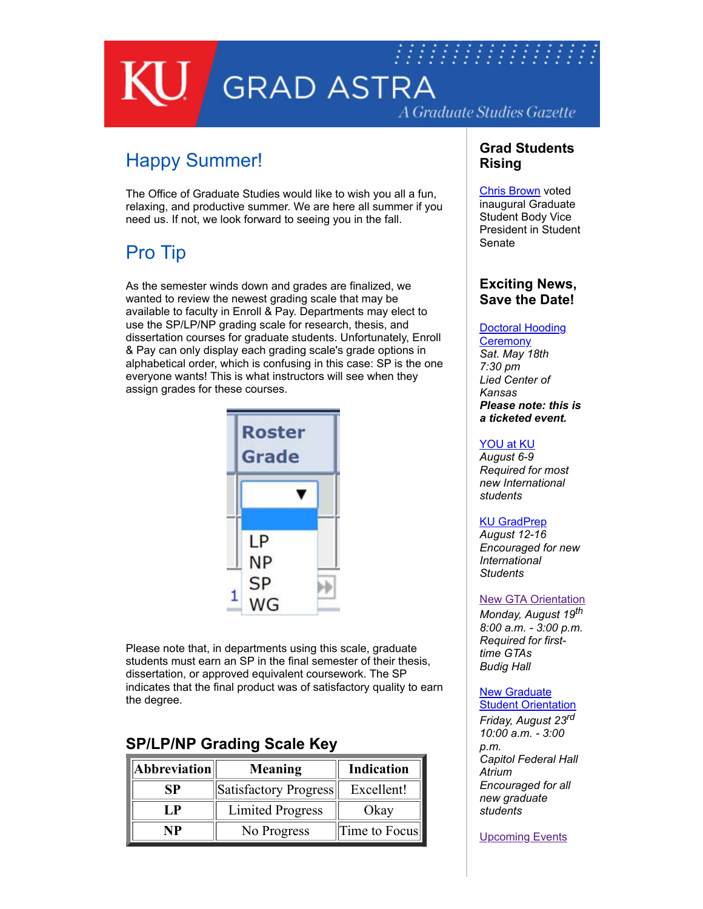# KU GRAD ASTRA

*A Graduate Studies Gazette*

## Happy Summer!

The Office of Graduate Studies would like to wish you all a fun, relaxing, and productive summer. We are here all summer if you need us. If not, we look forward to seeing you in the fall.

## Pro Tip

As the semester winds down and grades are finalized, we wanted to review the newest grading scale that may be available to faculty in Enroll & Pay. Departments may elect to use the SP/LP/NP grading scale for research, thesis, and dissertation courses for graduate students. Unfortunately, Enroll & Pay can only display each grading scale's grade options in alphabetical order, which is confusing in this case: SP is the one everyone wants! This is what instructors will see when they assign grades for these courses.

Roster Grade

- LP
- NP
- SP
- WG

Please note that, in departments using this scale, graduate students must earn an SP in the final semester of their thesis, dissertation, or approved equivalent coursework. The SP indicates that the final product was of satisfactory quality to earn the degree.

### SP/LP/NP Grading Scale Key

| Abbreviation | Meaning | Indication |
|---|---|---|
| SP | Satisfactory Progress | Excellent! |
| LP | Limited Progress | Okay |
| NP | No Progress | Time to Focus |

## Grad Students Rising

Chris Brown voted inaugural Graduate Student Body Vice President in Student Senate

## Exciting News, Save the Date!

Doctoral Hooding Ceremony
*Sat. May 18th*
*7:30 pm*
*Lied Center of Kansas*
***Please note: this is a ticketed event.***

YOU at KU
*August 6-9*
*Required for most new International students*

KU GradPrep
*August 12-16*
*Encouraged for new International Students*

New GTA Orientation
*Monday, August 19th*
*8:00 a.m. - 3:00 p.m.*
*Required for first-time GTAs*
*Budig Hall*

New Graduate Student Orientation
*Friday, August 23rd*
*10:00 a.m. - 3:00 p.m.*
*Capitol Federal Hall Atrium*
*Encouraged for all new graduate students*

Upcoming Events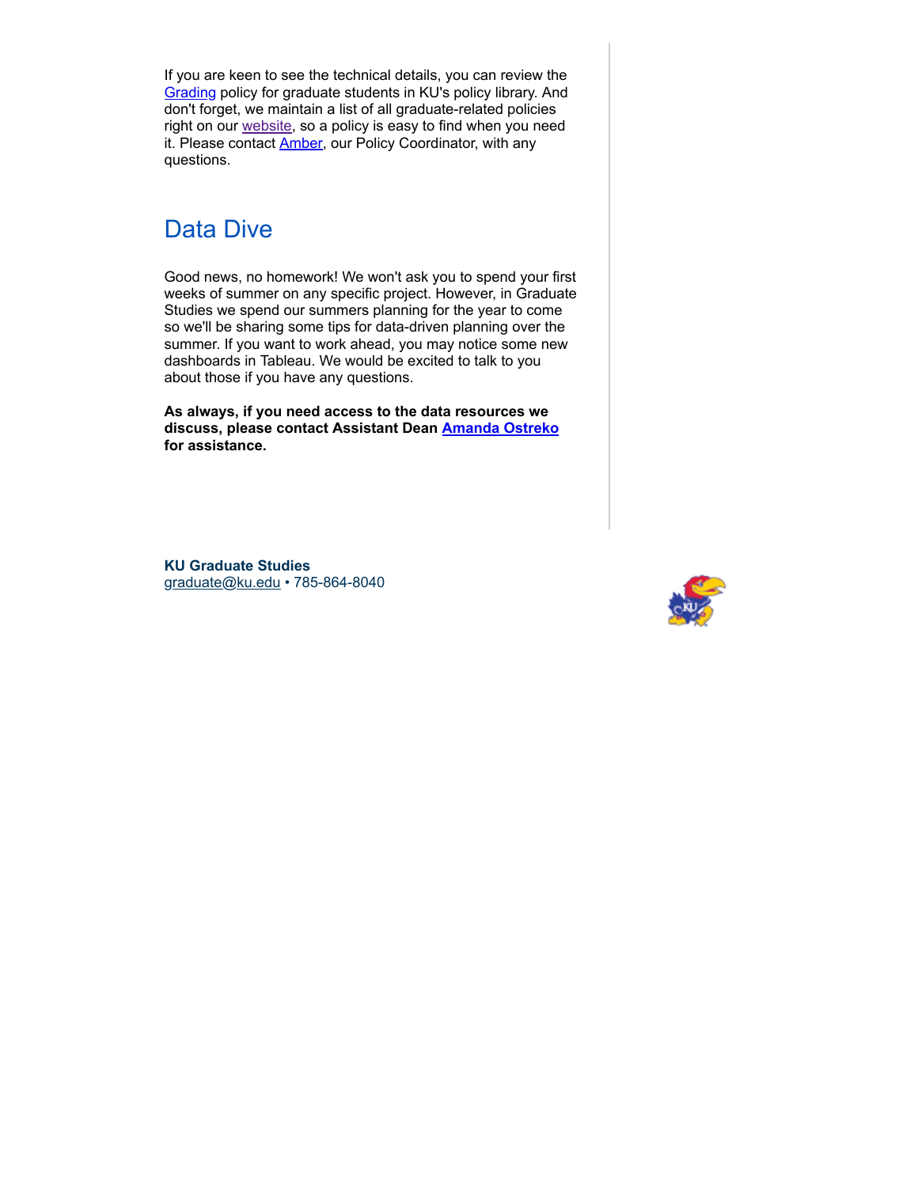If you are keen to see the technical details, you can review the Grading policy for graduate students in KU's policy library. And don't forget, we maintain a list of all graduate-related policies right on our website, so a policy is easy to find when you need it. Please contact Amber, our Policy Coordinator, with any questions.

## Data Dive

Good news, no homework! We won't ask you to spend your first weeks of summer on any specific project. However, in Graduate Studies we spend our summers planning for the year to come so we'll be sharing some tips for data-driven planning over the summer. If you want to work ahead, you may notice some new dashboards in Tableau. We would be excited to talk to you about those if you have any questions.

**As always, if you need access to the data resources we discuss, please contact Assistant Dean Amanda Ostreko for assistance.**

**KU Graduate Studies**
graduate@ku.edu • 785-864-8040